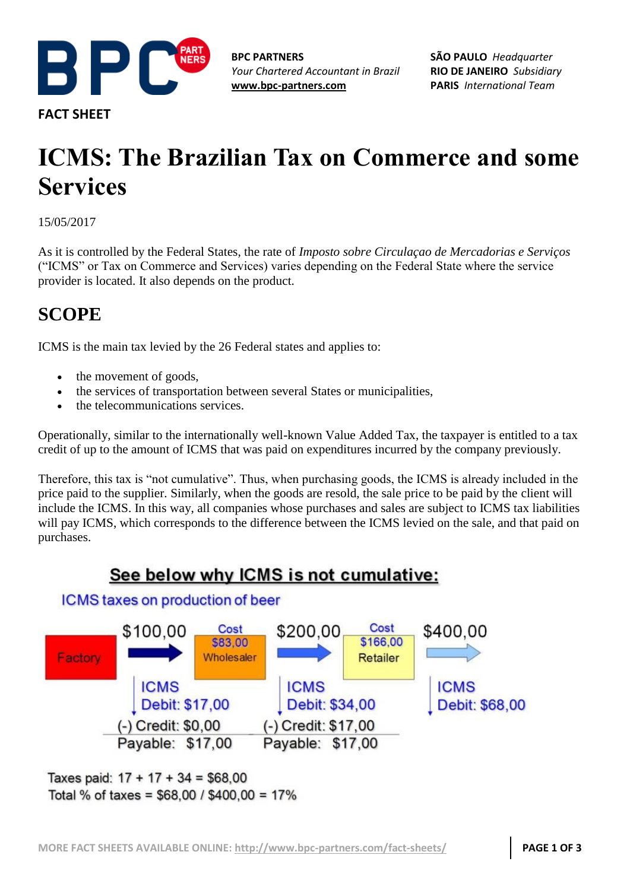BPC PARTNERS
*Your Chartered Accountant in Brazil*
www.bpc-partners.com

**SÃO PAULO** *Headquarter*
**RIO DE JANEIRO** *Subsidiary*
**PARIS** *International Team*

**FACT SHEET**

# ICMS: The Brazilian Tax on Commerce and some Services

15/05/2017

As it is controlled by the Federal States, the rate of *Imposto sobre Circulaçao de Mercadorias e Serviços* ("ICMS" or Tax on Commerce and Services) varies depending on the Federal State where the service provider is located. It also depends on the product.

## SCOPE

ICMS is the main tax levied by the 26 Federal states and applies to:

- the movement of goods,
- the services of transportation between several States or municipalities,
- the telecommunications services.

Operationally, similar to the internationally well-known Value Added Tax, the taxpayer is entitled to a tax credit of up to the amount of ICMS that was paid on expenditures incurred by the company previously.

Therefore, this tax is "not cumulative". Thus, when purchasing goods, the ICMS is already included in the price paid to the supplier. Similarly, when the goods are resold, the sale price to be paid by the client will include the ICMS. In this way, all companies whose purchases and sales are subject to ICMS tax liabilities will pay ICMS, which corresponds to the difference between the ICMS levied on the sale, and that paid on purchases.

**See below why ICMS is not cumulative:**

ICMS taxes on production of beer

| | Factory → Wholesaler | Wholesaler → Retailer | Retailer → Client |
|---|---|---|---|
| Sale price | $100,00 | $200,00 | $400,00 |
| Cost | | $83,00 (Wholesaler) | $166,00 (Retailer) |
| ICMS Debit | $17,00 | $34,00 | $68,00 |
| (-) Credit | $0,00 | $17,00 | |
| Payable | $17,00 | $17,00 | |

Taxes paid: 17 + 17 + 34 = $68,00
Total % of taxes = $68,00 / $400,00 = 17%

MORE FACT SHEETS AVAILABLE ONLINE: http://www.bpc-partners.com/fact-sheets/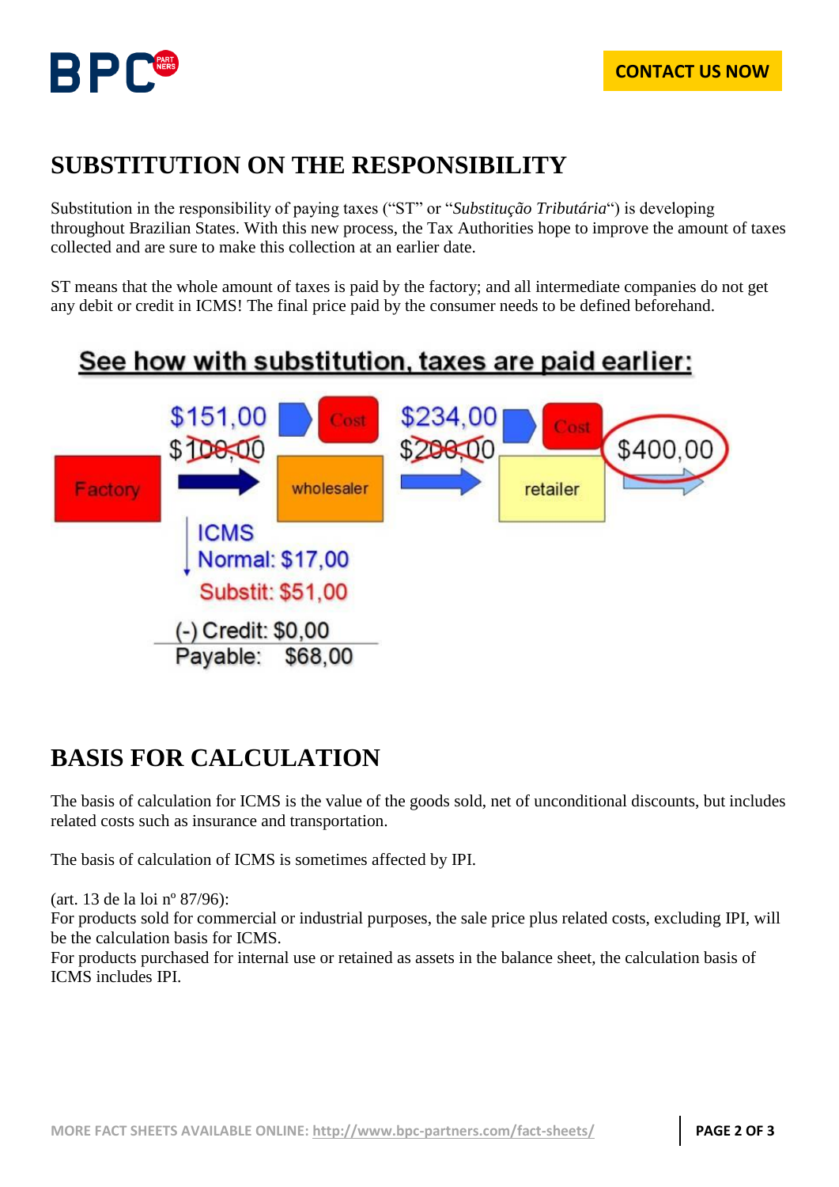## SUBSTITUTION ON THE RESPONSIBILITY

Substitution in the responsibility of paying taxes ("ST" or "*Substituição Tributária*") is developing throughout Brazilian States. With this new process, the Tax Authorities hope to improve the amount of taxes collected and are sure to make this collection at an earlier date.

ST means that the whole amount of taxes is paid by the factory; and all intermediate companies do not get any debit or credit in ICMS! The final price paid by the consumer needs to be defined beforehand.

**See how with substitution, taxes are paid earlier:**

Factory → $~~100,00~~ $151,00 → wholesaler (Cost) → $~~200,00~~ $234,00 → retailer (Cost) → $400,00

ICMS
Normal: $17,00
Substit: $51,00
(-) Credit: $0,00
Payable: $68,00

## BASIS FOR CALCULATION

The basis of calculation for ICMS is the value of the goods sold, net of unconditional discounts, but includes related costs such as insurance and transportation.

The basis of calculation of ICMS is sometimes affected by IPI.

(art. 13 de la loi nº 87/96):
For products sold for commercial or industrial purposes, the sale price plus related costs, excluding IPI, will be the calculation basis for ICMS.
For products purchased for internal use or retained as assets in the balance sheet, the calculation basis of ICMS includes IPI.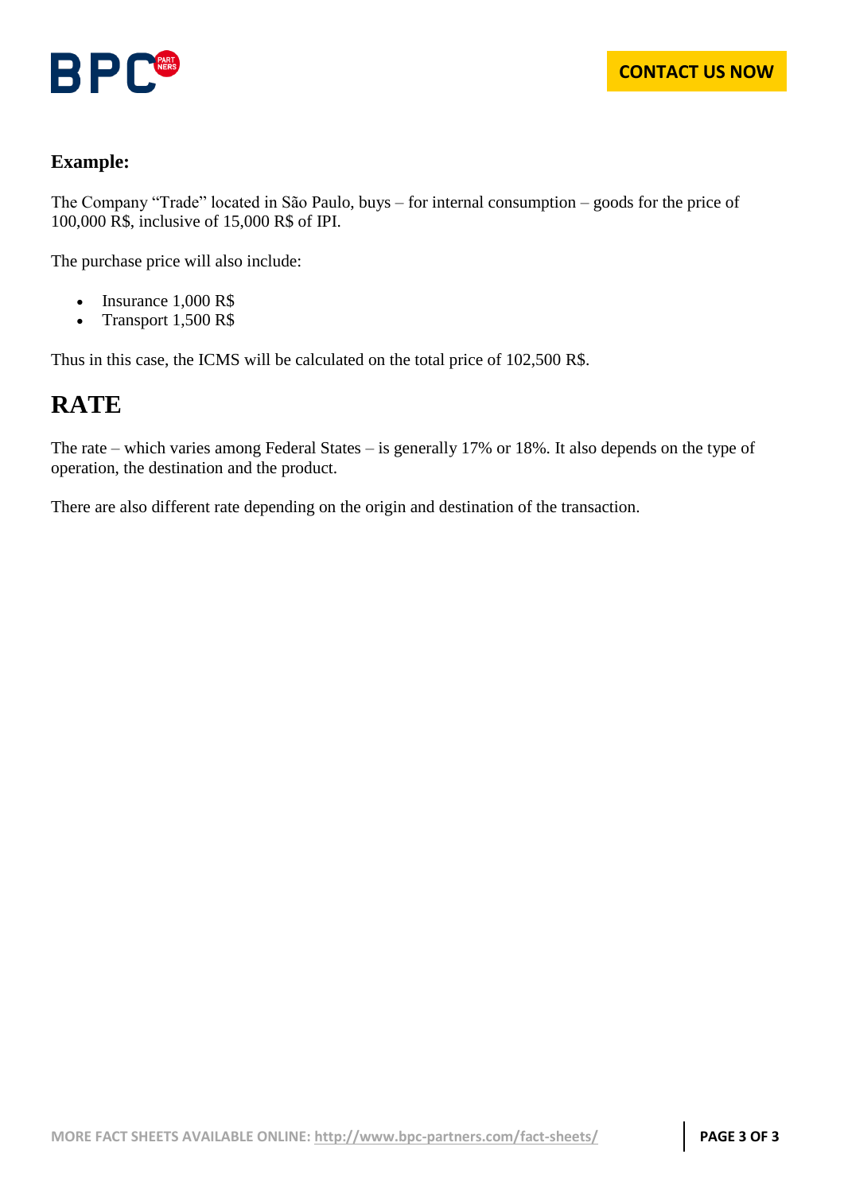**Example:**

The Company “Trade” located in São Paulo, buys – for internal consumption – goods for the price of 100,000 R$, inclusive of 15,000 R$ of IPI.

The purchase price will also include:

- Insurance 1,000 R$
- Transport 1,500 R$

Thus in this case, the ICMS will be calculated on the total price of 102,500 R$.

# RATE

The rate – which varies among Federal States – is generally 17% or 18%. It also depends on the type of operation, the destination and the product.

There are also different rate depending on the origin and destination of the transaction.